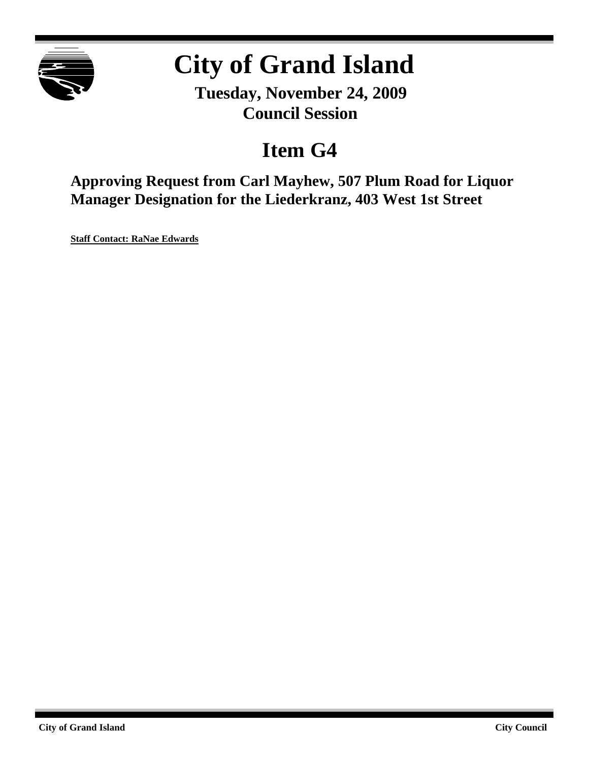# City of Grand Island

**Tuesday, November 24, 2009**
**Council Session**

## Item G4

### Approving Request from Carl Mayhew, 507 Plum Road for Liquor Manager Designation for the Liederkranz, 403 West 1st Street

**Staff Contact: RaNae Edwards**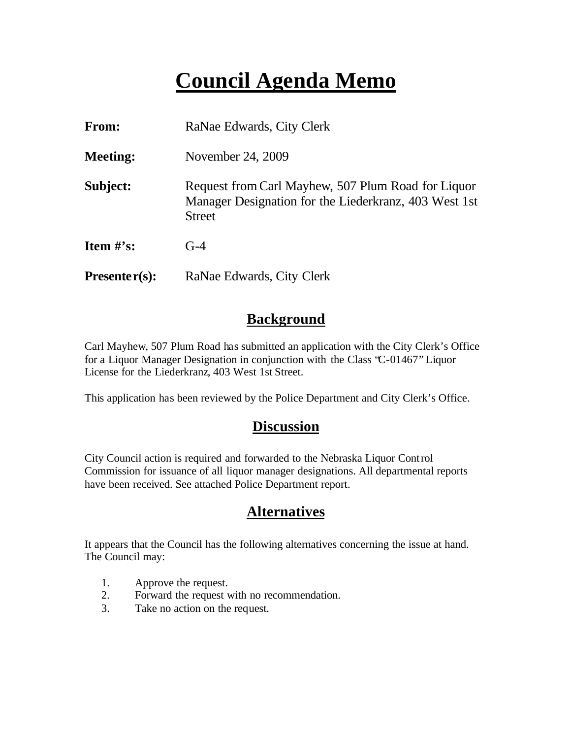# Council Agenda Memo

**From:** RaNae Edwards, City Clerk

**Meeting:** November 24, 2009

**Subject:** Request from Carl Mayhew, 507 Plum Road for Liquor Manager Designation for the Liederkranz, 403 West 1st Street

**Item #'s:** G-4

**Presenter(s):** RaNae Edwards, City Clerk

## Background

Carl Mayhew, 507 Plum Road has submitted an application with the City Clerk's Office for a Liquor Manager Designation in conjunction with the Class "C-01467" Liquor License for the Liederkranz, 403 West 1st Street.

This application has been reviewed by the Police Department and City Clerk's Office.

## Discussion

City Council action is required and forwarded to the Nebraska Liquor Control Commission for issuance of all liquor manager designations. All departmental reports have been received. See attached Police Department report.

## Alternatives

It appears that the Council has the following alternatives concerning the issue at hand. The Council may:

1. Approve the request.
2. Forward the request with no recommendation.
3. Take no action on the request.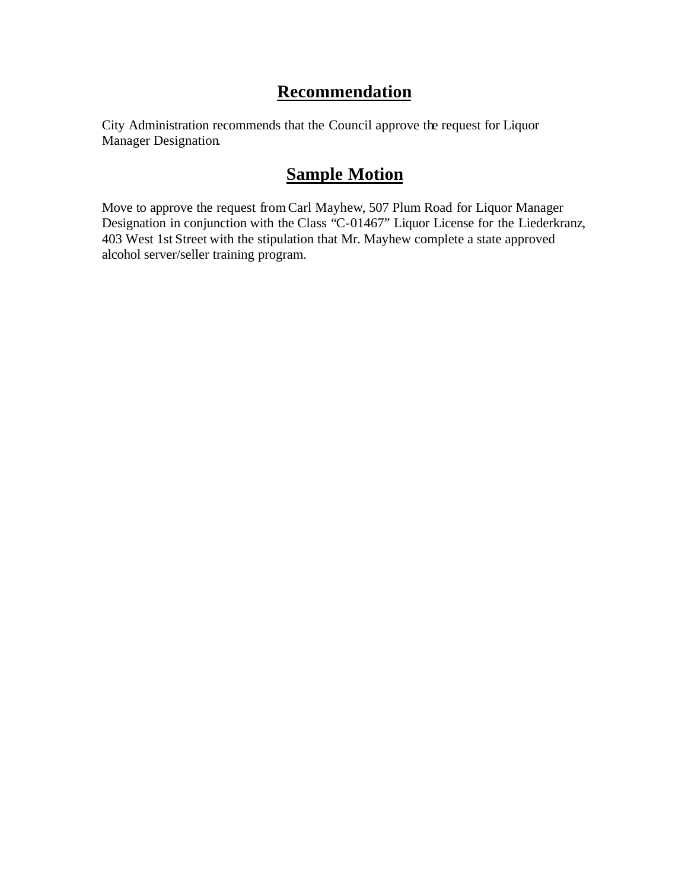## Recommendation

City Administration recommends that the Council approve the request for Liquor Manager Designation.

## Sample Motion

Move to approve the request from Carl Mayhew, 507 Plum Road for Liquor Manager Designation in conjunction with the Class "C-01467" Liquor License for the Liederkranz, 403 West 1st Street with the stipulation that Mr. Mayhew complete a state approved alcohol server/seller training program.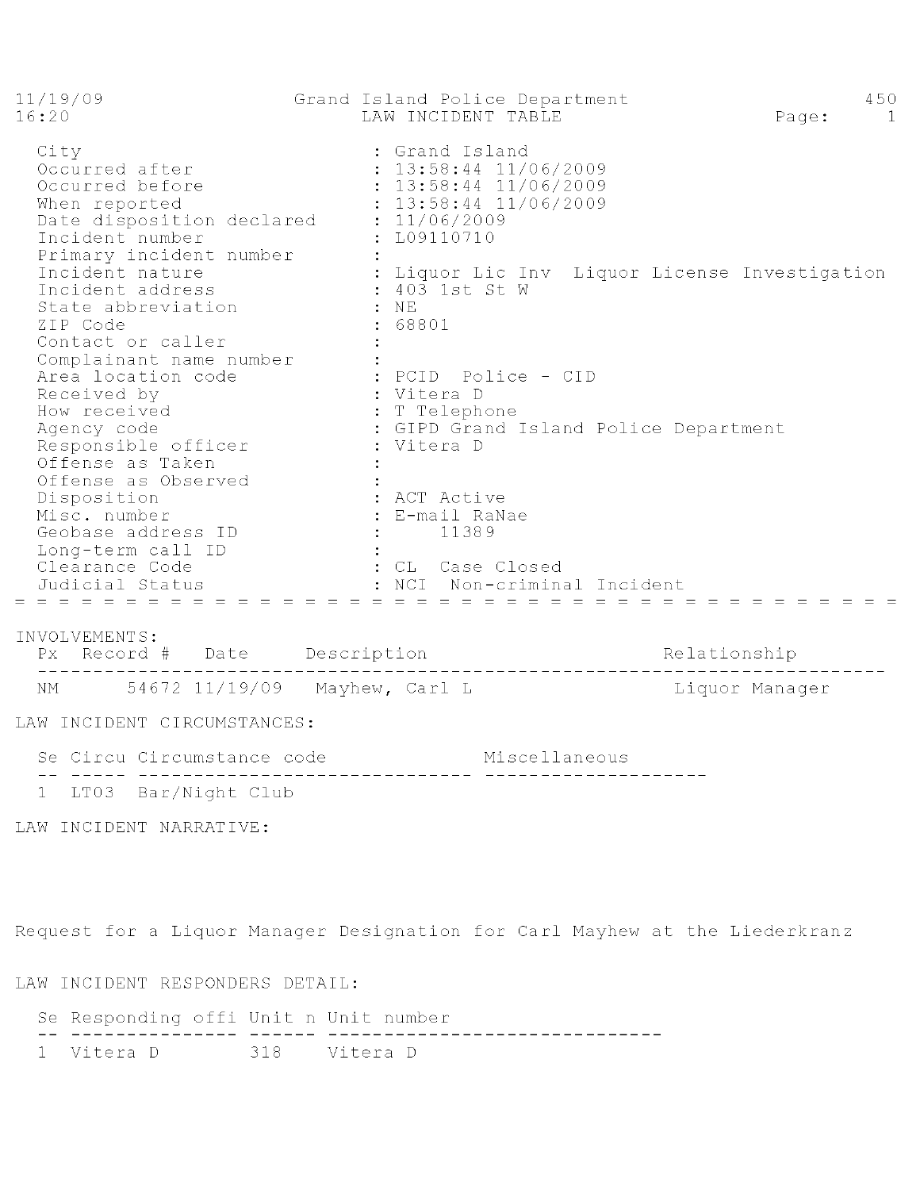11/19/09 Grand Island Police Department 450
16:20

# LAW INCIDENT TABLE

| Field | Value |
|---|---|
| City | Grand Island |
| Occurred after | 13:58:44 11/06/2009 |
| Occurred before | 13:58:44 11/06/2009 |
| When reported | 13:58:44 11/06/2009 |
| Date disposition declared | 11/06/2009 |
| Incident number | L09110710 |
| Primary incident number | |
| Incident nature | Liquor Lic Inv Liquor License Investigation |
| Incident address | 403 1st St W |
| State abbreviation | NE |
| ZIP Code | 68801 |
| Contact or caller | |
| Complainant name number | |
| Area location code | PCID Police - CID |
| Received by | Vitera D |
| How received | T Telephone |
| Agency code | GIPD Grand Island Police Department |
| Responsible officer | Vitera D |
| Offense as Taken | |
| Offense as Observed | |
| Disposition | ACT Active |
| Misc. number | E-mail RaNae |
| Geobase address ID | 11389 |
| Long-term call ID | |
| Clearance Code | CL Case Closed |
| Judicial Status | NCI Non-criminal Incident |

## INVOLVEMENTS:

| Px | Record # | Date | Description | Relationship |
|---|---|---|---|---|
| NM | 54672 | 11/19/09 | Mayhew, Carl L | Liquor Manager |

## LAW INCIDENT CIRCUMSTANCES:

| Se | Circu | Circumstance code | Miscellaneous |
|---|---|---|---|
| 1 | LT03 | Bar/Night Club | |

## LAW INCIDENT NARRATIVE:

Request for a Liquor Manager Designation for Carl Mayhew at the Liederkranz

## LAW INCIDENT RESPONDERS DETAIL:

| Se | Responding offi | Unit n | Unit number |
|---|---|---|---|
| 1 | Vitera D | 318 | Vitera D |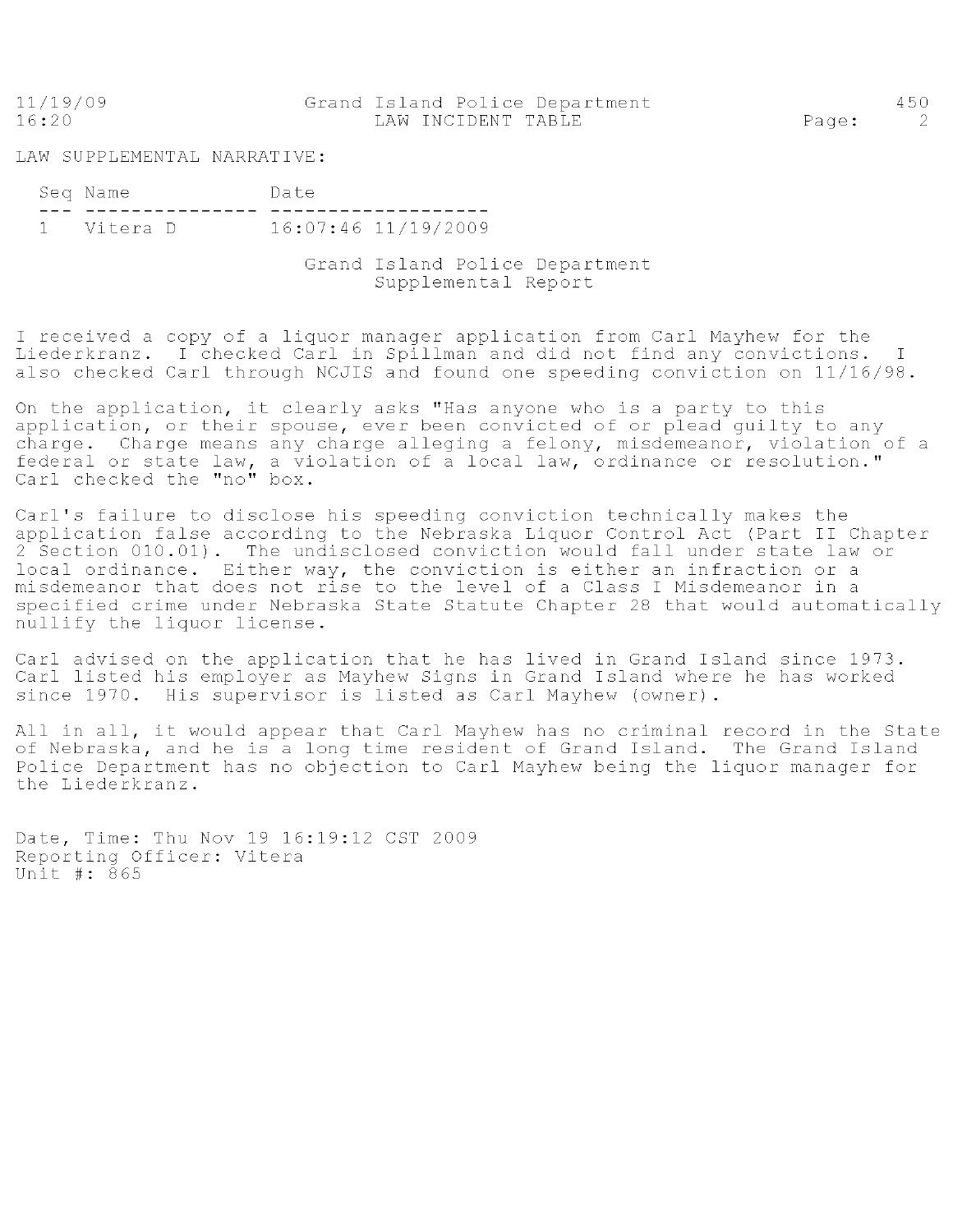11/19/09 Grand Island Police Department 450
16:20 LAW INCIDENT TABLE Page: 2

LAW SUPPLEMENTAL NARRATIVE:

| Seq | Name | Date |
|---|---|---|
| 1 | Vitera D | 16:07:46 11/19/2009 |

Grand Island Police Department
Supplemental Report

I received a copy of a liquor manager application from Carl Mayhew for the Liederkranz. I checked Carl in Spillman and did not find any convictions. I also checked Carl through NCJIS and found one speeding conviction on 11/16/98.

On the application, it clearly asks "Has anyone who is a party to this application, or their spouse, ever been convicted of or plead guilty to any charge. Charge means any charge alleging a felony, misdemeanor, violation of a federal or state law, a violation of a local law, ordinance or resolution." Carl checked the "no" box.

Carl's failure to disclose his speeding conviction technically makes the application false according to the Nebraska Liquor Control Act (Part II Chapter 2 Section 010.01). The undisclosed conviction would fall under state law or local ordinance. Either way, the conviction is either an infraction or a misdemeanor that does not rise to the level of a Class I Misdemeanor in a specified crime under Nebraska State Statute Chapter 28 that would automatically nullify the liquor license.

Carl advised on the application that he has lived in Grand Island since 1973. Carl listed his employer as Mayhew Signs in Grand Island where he has worked since 1970. His supervisor is listed as Carl Mayhew (owner).

All in all, it would appear that Carl Mayhew has no criminal record in the State of Nebraska, and he is a long time resident of Grand Island. The Grand Island Police Department has no objection to Carl Mayhew being the liquor manager for the Liederkranz.

Date, Time: Thu Nov 19 16:19:12 CST 2009
Reporting Officer: Vitera
Unit #: 865